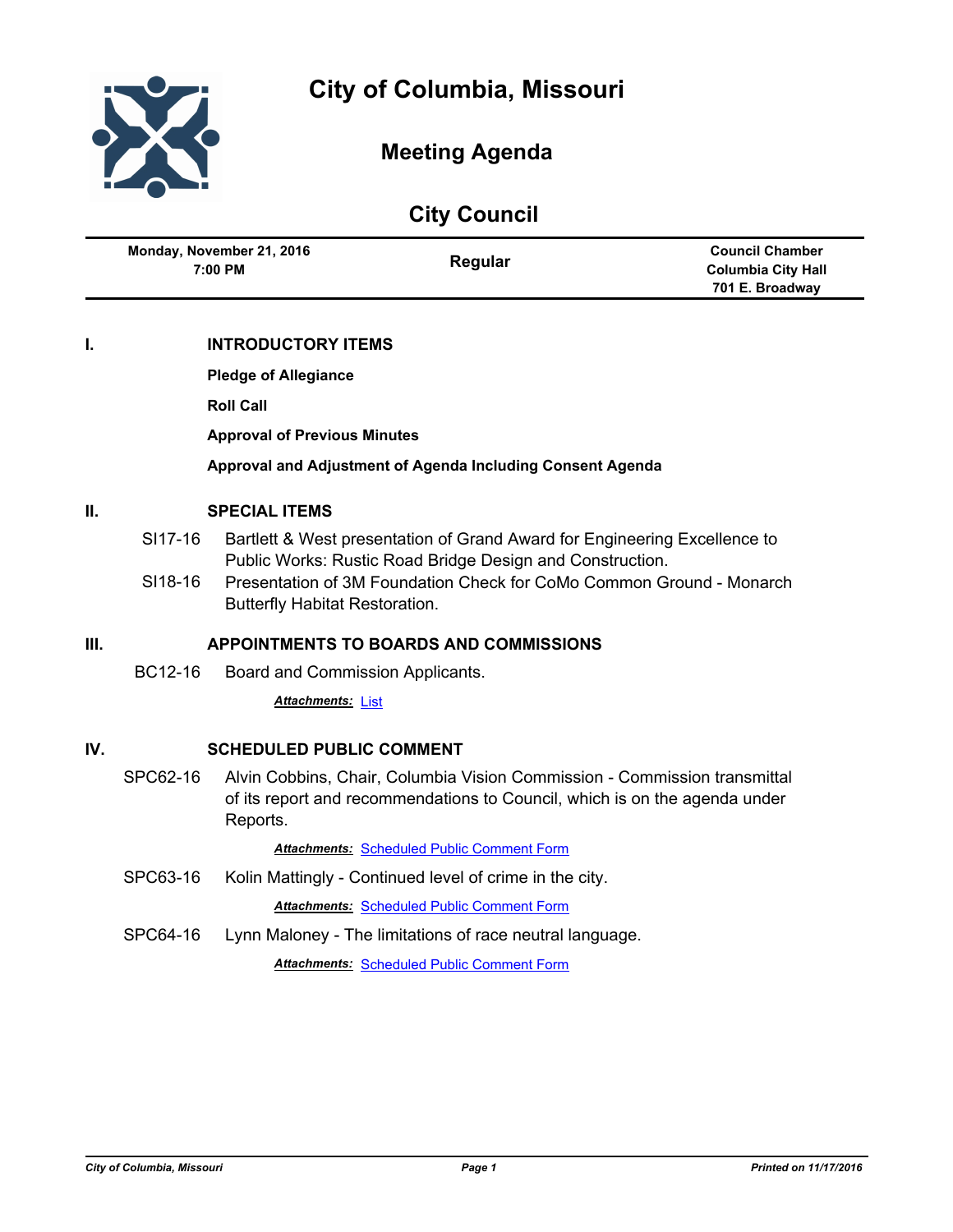# City of Columbia, Missouri

## Meeting Agenda

## City Council

| Monday, November 21, 2016 7:00 PM | Regular | Council Chamber Columbia City Hall 701 E. Broadway |
|---|---|---|

## I. INTRODUCTORY ITEMS

**Pledge of Allegiance**

**Roll Call**

**Approval of Previous Minutes**

**Approval and Adjustment of Agenda Including Consent Agenda**

## II. SPECIAL ITEMS

SI17-16 Bartlett & West presentation of Grand Award for Engineering Excellence to Public Works: Rustic Road Bridge Design and Construction.

SI18-16 Presentation of 3M Foundation Check for CoMo Common Ground - Monarch Butterfly Habitat Restoration.

## III. APPOINTMENTS TO BOARDS AND COMMISSIONS

BC12-16 Board and Commission Applicants.

***Attachments:*** List

## IV. SCHEDULED PUBLIC COMMENT

SPC62-16 Alvin Cobbins, Chair, Columbia Vision Commission - Commission transmittal of its report and recommendations to Council, which is on the agenda under Reports.

***Attachments:*** Scheduled Public Comment Form

SPC63-16 Kolin Mattingly - Continued level of crime in the city.

***Attachments:*** Scheduled Public Comment Form

SPC64-16 Lynn Maloney - The limitations of race neutral language.

***Attachments:*** Scheduled Public Comment Form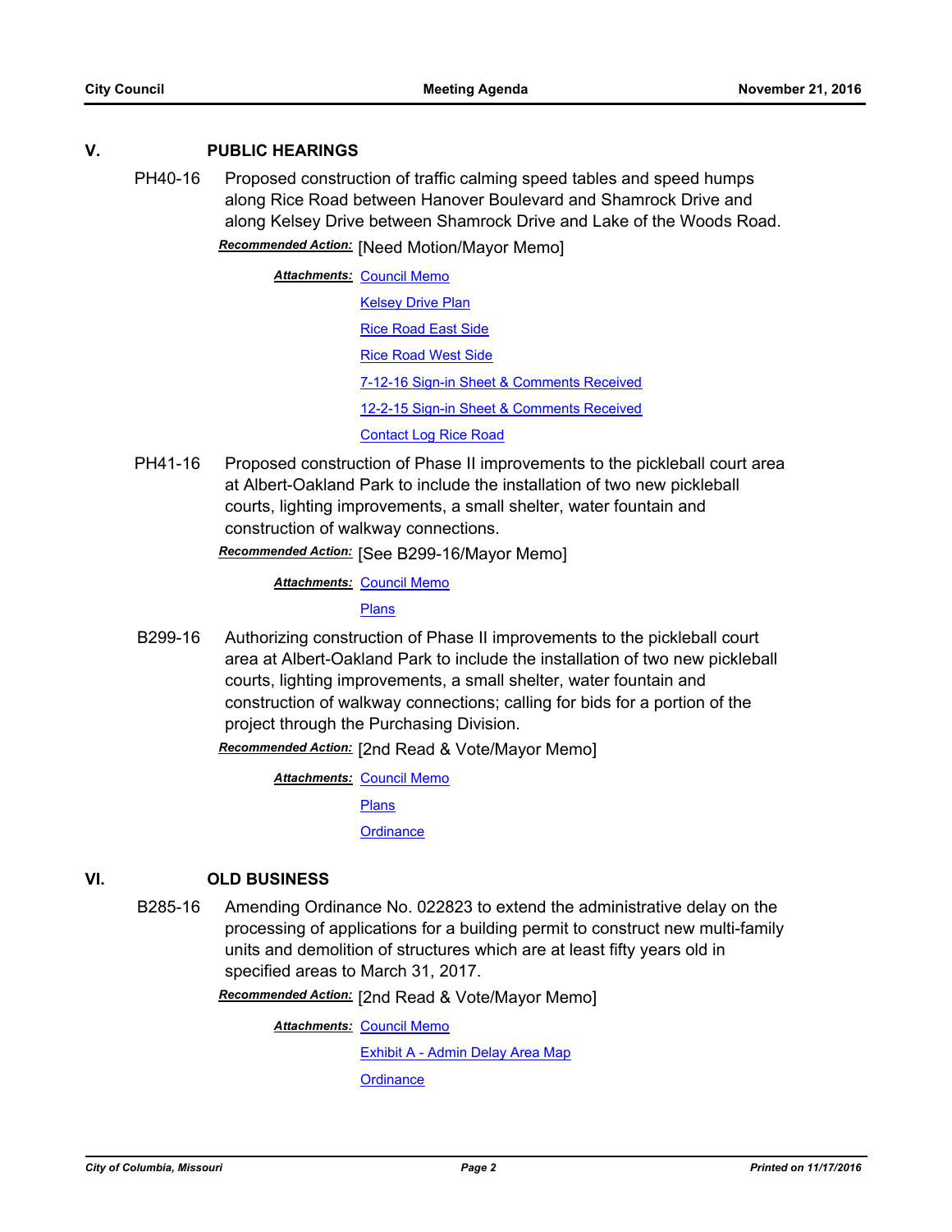## V. PUBLIC HEARINGS

**PH40-16** Proposed construction of traffic calming speed tables and speed humps along Rice Road between Hanover Boulevard and Shamrock Drive and along Kelsey Drive between Shamrock Drive and Lake of the Woods Road.

***Recommended Action:*** [Need Motion/Mayor Memo]

***Attachments:*** Council Memo
Kelsey Drive Plan
Rice Road East Side
Rice Road West Side
7-12-16 Sign-in Sheet & Comments Received
12-2-15 Sign-in Sheet & Comments Received
Contact Log Rice Road

**PH41-16** Proposed construction of Phase II improvements to the pickleball court area at Albert-Oakland Park to include the installation of two new pickleball courts, lighting improvements, a small shelter, water fountain and construction of walkway connections.

***Recommended Action:*** [See B299-16/Mayor Memo]

***Attachments:*** Council Memo
Plans

**B299-16** Authorizing construction of Phase II improvements to the pickleball court area at Albert-Oakland Park to include the installation of two new pickleball courts, lighting improvements, a small shelter, water fountain and construction of walkway connections; calling for bids for a portion of the project through the Purchasing Division.

***Recommended Action:*** [2nd Read & Vote/Mayor Memo]

***Attachments:*** Council Memo
Plans
Ordinance

## VI. OLD BUSINESS

**B285-16** Amending Ordinance No. 022823 to extend the administrative delay on the processing of applications for a building permit to construct new multi-family units and demolition of structures which are at least fifty years old in specified areas to March 31, 2017.

***Recommended Action:*** [2nd Read & Vote/Mayor Memo]

***Attachments:*** Council Memo
Exhibit A - Admin Delay Area Map
Ordinance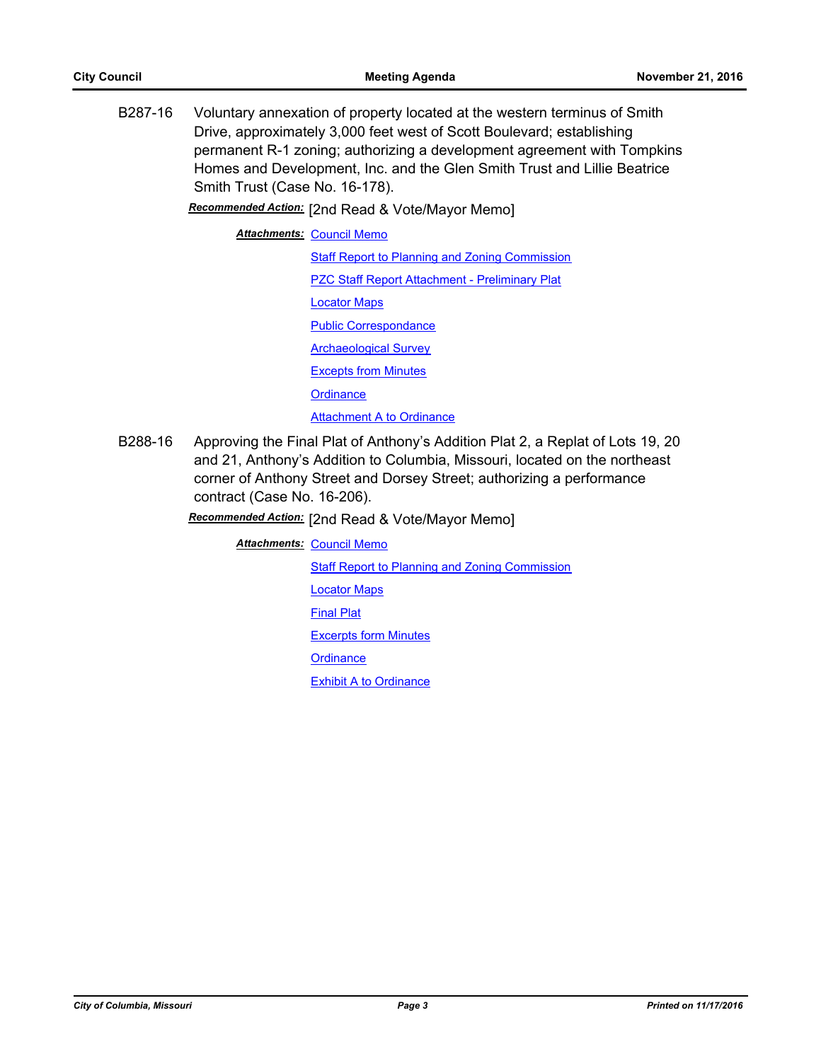B287-16 Voluntary annexation of property located at the western terminus of Smith Drive, approximately 3,000 feet west of Scott Boulevard; establishing permanent R-1 zoning; authorizing a development agreement with Tompkins Homes and Development, Inc. and the Glen Smith Trust and Lillie Beatrice Smith Trust (Case No. 16-178).

***Recommended Action:*** [2nd Read & Vote/Mayor Memo]

***Attachments:*** Council Memo

Staff Report to Planning and Zoning Commission

PZC Staff Report Attachment - Preliminary Plat

Locator Maps

Public Correspondance

Archaeological Survey

Excepts from Minutes

Ordinance

Attachment A to Ordinance

B288-16 Approving the Final Plat of Anthony's Addition Plat 2, a Replat of Lots 19, 20 and 21, Anthony's Addition to Columbia, Missouri, located on the northeast corner of Anthony Street and Dorsey Street; authorizing a performance contract (Case No. 16-206).

***Recommended Action:*** [2nd Read & Vote/Mayor Memo]

***Attachments:*** Council Memo

Staff Report to Planning and Zoning Commission

Locator Maps

Final Plat

Excerpts form Minutes

Ordinance

Exhibit A to Ordinance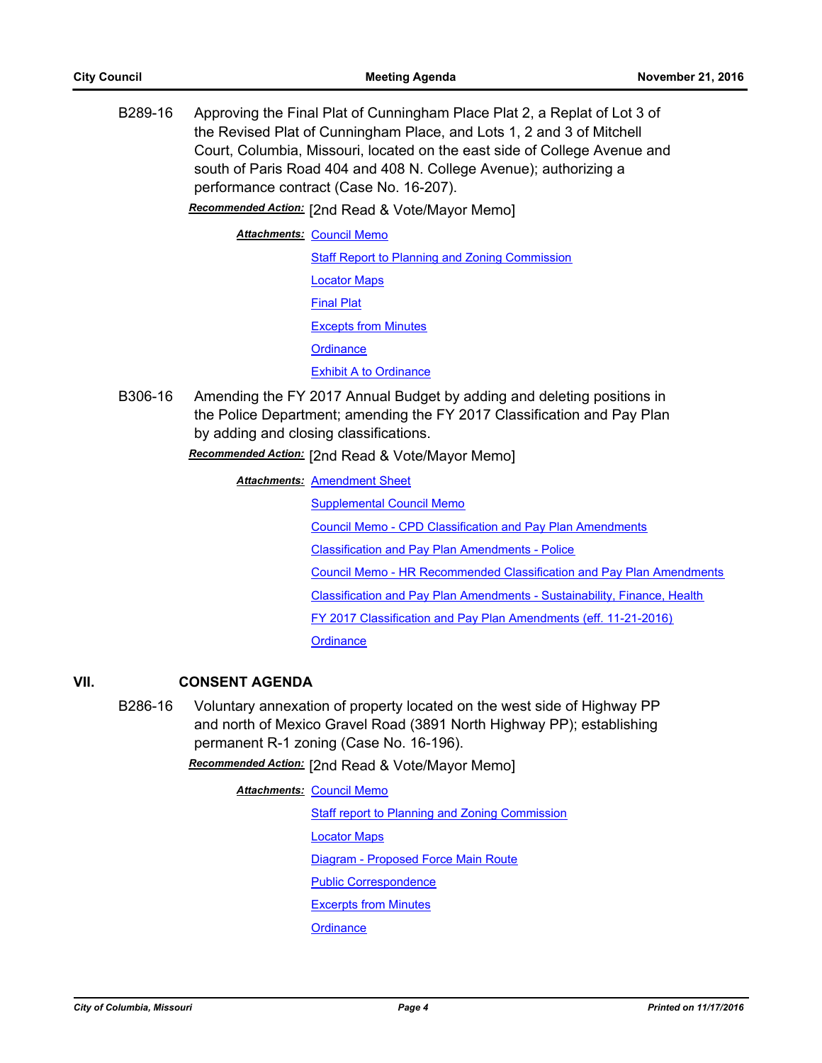B289-16 Approving the Final Plat of Cunningham Place Plat 2, a Replat of Lot 3 of the Revised Plat of Cunningham Place, and Lots 1, 2 and 3 of Mitchell Court, Columbia, Missouri, located on the east side of College Avenue and south of Paris Road 404 and 408 N. College Avenue); authorizing a performance contract (Case No. 16-207).

***Recommended Action:*** [2nd Read & Vote/Mayor Memo]

***Attachments:*** Council Memo
Staff Report to Planning and Zoning Commission
Locator Maps
Final Plat
Excepts from Minutes
Ordinance
Exhibit A to Ordinance

B306-16 Amending the FY 2017 Annual Budget by adding and deleting positions in the Police Department; amending the FY 2017 Classification and Pay Plan by adding and closing classifications.

***Recommended Action:*** [2nd Read & Vote/Mayor Memo]

***Attachments:*** Amendment Sheet
Supplemental Council Memo
Council Memo - CPD Classification and Pay Plan Amendments
Classification and Pay Plan Amendments - Police
Council Memo - HR Recommended Classification and Pay Plan Amendments
Classification and Pay Plan Amendments - Sustainability, Finance, Health
FY 2017 Classification and Pay Plan Amendments (eff. 11-21-2016)
Ordinance

## VII. CONSENT AGENDA

B286-16 Voluntary annexation of property located on the west side of Highway PP and north of Mexico Gravel Road (3891 North Highway PP); establishing permanent R-1 zoning (Case No. 16-196).

***Recommended Action:*** [2nd Read & Vote/Mayor Memo]

***Attachments:*** Council Memo
Staff report to Planning and Zoning Commission
Locator Maps
Diagram - Proposed Force Main Route
Public Correspondence
Excerpts from Minutes
Ordinance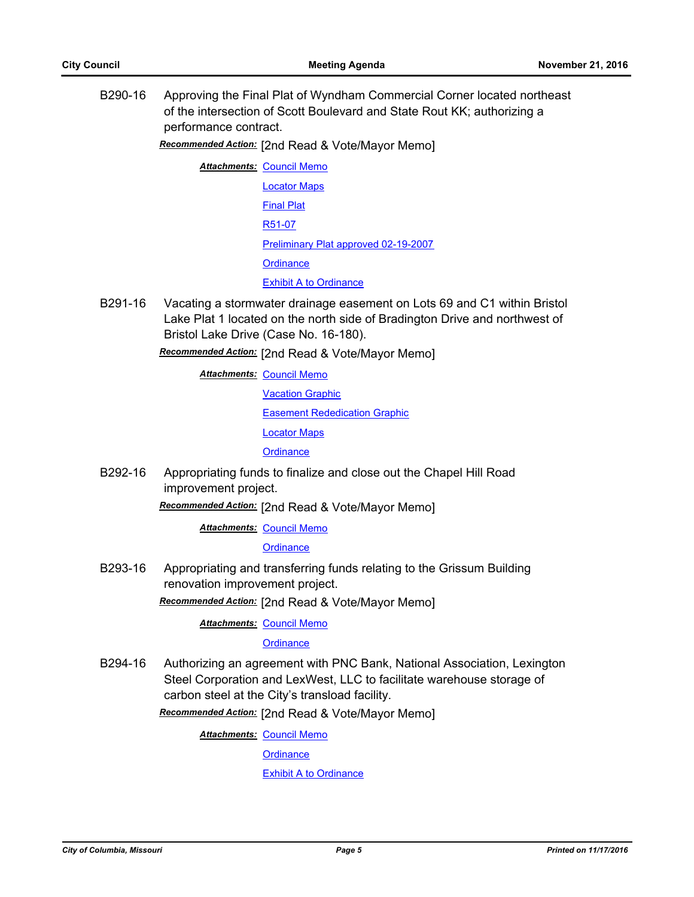**B290-16** Approving the Final Plat of Wyndham Commercial Corner located northeast of the intersection of Scott Boulevard and State Rout KK; authorizing a performance contract.

***Recommended Action:*** [2nd Read & Vote/Mayor Memo]

***Attachments:*** Council Memo
Locator Maps
Final Plat
R51-07
Preliminary Plat approved 02-19-2007
Ordinance
Exhibit A to Ordinance

**B291-16** Vacating a stormwater drainage easement on Lots 69 and C1 within Bristol Lake Plat 1 located on the north side of Bradington Drive and northwest of Bristol Lake Drive (Case No. 16-180).

***Recommended Action:*** [2nd Read & Vote/Mayor Memo]

***Attachments:*** Council Memo
Vacation Graphic
Easement Rededication Graphic
Locator Maps
Ordinance

**B292-16** Appropriating funds to finalize and close out the Chapel Hill Road improvement project.

***Recommended Action:*** [2nd Read & Vote/Mayor Memo]

***Attachments:*** Council Memo
Ordinance

**B293-16** Appropriating and transferring funds relating to the Grissum Building renovation improvement project.

***Recommended Action:*** [2nd Read & Vote/Mayor Memo]

***Attachments:*** Council Memo
Ordinance

**B294-16** Authorizing an agreement with PNC Bank, National Association, Lexington Steel Corporation and LexWest, LLC to facilitate warehouse storage of carbon steel at the City's transload facility.

***Recommended Action:*** [2nd Read & Vote/Mayor Memo]

***Attachments:*** Council Memo
Ordinance
Exhibit A to Ordinance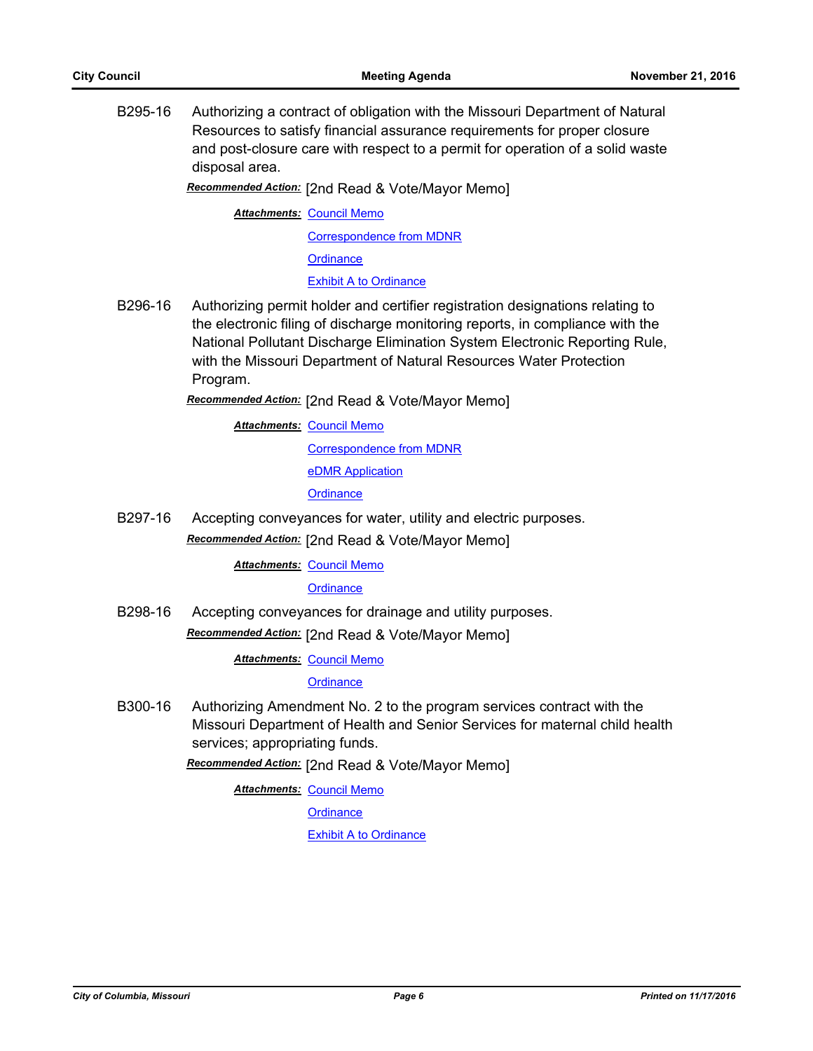B295-16 Authorizing a contract of obligation with the Missouri Department of Natural Resources to satisfy financial assurance requirements for proper closure and post-closure care with respect to a permit for operation of a solid waste disposal area.

***Recommended Action:*** [2nd Read & Vote/Mayor Memo]

***Attachments:*** Council Memo
Correspondence from MDNR
Ordinance
Exhibit A to Ordinance

B296-16 Authorizing permit holder and certifier registration designations relating to the electronic filing of discharge monitoring reports, in compliance with the National Pollutant Discharge Elimination System Electronic Reporting Rule, with the Missouri Department of Natural Resources Water Protection Program.

***Recommended Action:*** [2nd Read & Vote/Mayor Memo]

***Attachments:*** Council Memo
Correspondence from MDNR
eDMR Application
Ordinance

B297-16 Accepting conveyances for water, utility and electric purposes.

***Recommended Action:*** [2nd Read & Vote/Mayor Memo]

***Attachments:*** Council Memo
Ordinance

B298-16 Accepting conveyances for drainage and utility purposes.

***Recommended Action:*** [2nd Read & Vote/Mayor Memo]

***Attachments:*** Council Memo
Ordinance

B300-16 Authorizing Amendment No. 2 to the program services contract with the Missouri Department of Health and Senior Services for maternal child health services; appropriating funds.

***Recommended Action:*** [2nd Read & Vote/Mayor Memo]

***Attachments:*** Council Memo
Ordinance
Exhibit A to Ordinance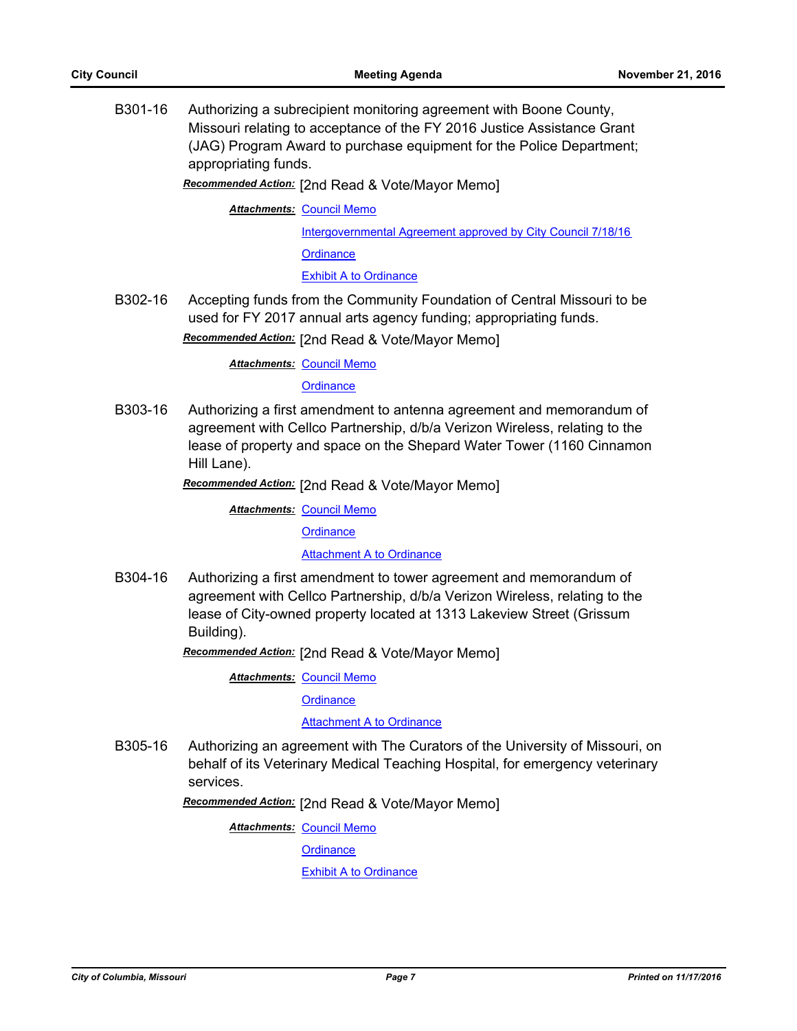B301-16 Authorizing a subrecipient monitoring agreement with Boone County, Missouri relating to acceptance of the FY 2016 Justice Assistance Grant (JAG) Program Award to purchase equipment for the Police Department; appropriating funds.

***Recommended Action:*** [2nd Read & Vote/Mayor Memo]

***Attachments:*** Council Memo
Intergovernmental Agreement approved by City Council 7/18/16
Ordinance
Exhibit A to Ordinance

B302-16 Accepting funds from the Community Foundation of Central Missouri to be used for FY 2017 annual arts agency funding; appropriating funds.

***Recommended Action:*** [2nd Read & Vote/Mayor Memo]

***Attachments:*** Council Memo
Ordinance

B303-16 Authorizing a first amendment to antenna agreement and memorandum of agreement with Cellco Partnership, d/b/a Verizon Wireless, relating to the lease of property and space on the Shepard Water Tower (1160 Cinnamon Hill Lane).

***Recommended Action:*** [2nd Read & Vote/Mayor Memo]

***Attachments:*** Council Memo
Ordinance
Attachment A to Ordinance

B304-16 Authorizing a first amendment to tower agreement and memorandum of agreement with Cellco Partnership, d/b/a Verizon Wireless, relating to the lease of City-owned property located at 1313 Lakeview Street (Grissum Building).

***Recommended Action:*** [2nd Read & Vote/Mayor Memo]

***Attachments:*** Council Memo
Ordinance
Attachment A to Ordinance

B305-16 Authorizing an agreement with The Curators of the University of Missouri, on behalf of its Veterinary Medical Teaching Hospital, for emergency veterinary services.

***Recommended Action:*** [2nd Read & Vote/Mayor Memo]

***Attachments:*** Council Memo
Ordinance
Exhibit A to Ordinance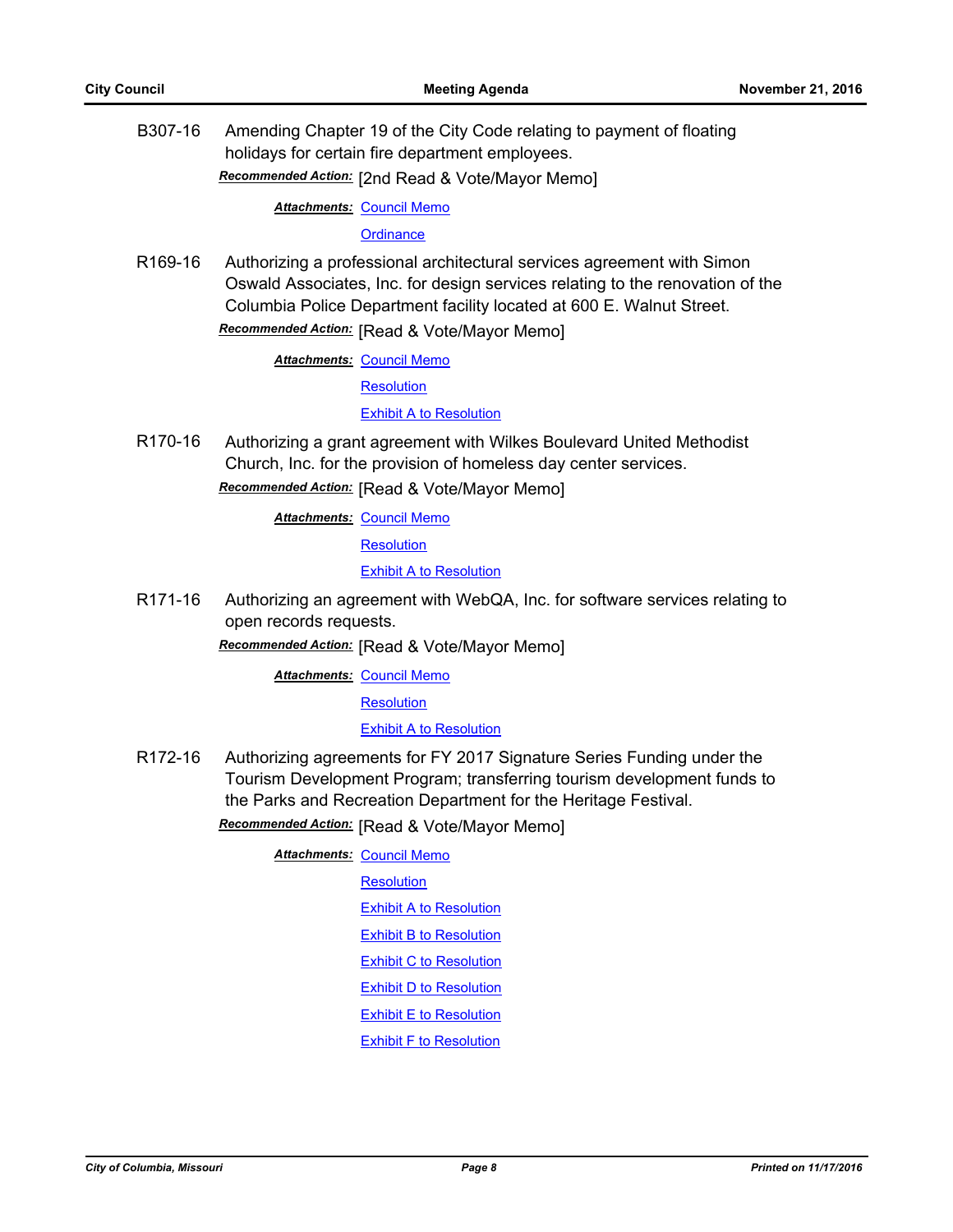B307-16 Amending Chapter 19 of the City Code relating to payment of floating holidays for certain fire department employees.

***Recommended Action:*** [2nd Read & Vote/Mayor Memo]

***Attachments:*** Council Memo
Ordinance

R169-16 Authorizing a professional architectural services agreement with Simon Oswald Associates, Inc. for design services relating to the renovation of the Columbia Police Department facility located at 600 E. Walnut Street.

***Recommended Action:*** [Read & Vote/Mayor Memo]

***Attachments:*** Council Memo
Resolution
Exhibit A to Resolution

R170-16 Authorizing a grant agreement with Wilkes Boulevard United Methodist Church, Inc. for the provision of homeless day center services.

***Recommended Action:*** [Read & Vote/Mayor Memo]

***Attachments:*** Council Memo
Resolution
Exhibit A to Resolution

R171-16 Authorizing an agreement with WebQA, Inc. for software services relating to open records requests.

***Recommended Action:*** [Read & Vote/Mayor Memo]

***Attachments:*** Council Memo
Resolution
Exhibit A to Resolution

R172-16 Authorizing agreements for FY 2017 Signature Series Funding under the Tourism Development Program; transferring tourism development funds to the Parks and Recreation Department for the Heritage Festival.

***Recommended Action:*** [Read & Vote/Mayor Memo]

***Attachments:*** Council Memo
Resolution
Exhibit A to Resolution
Exhibit B to Resolution
Exhibit C to Resolution
Exhibit D to Resolution
Exhibit E to Resolution
Exhibit F to Resolution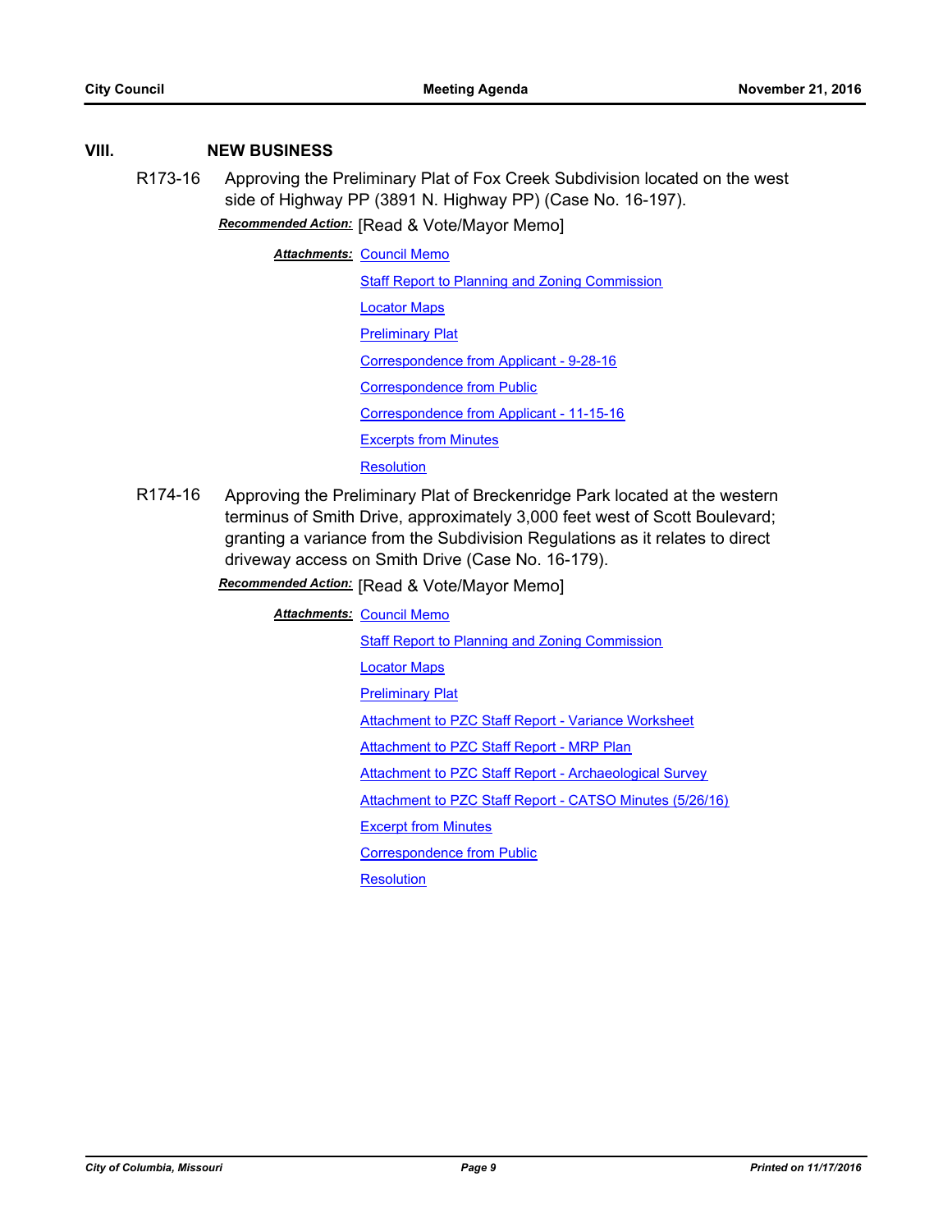## VIII. NEW BUSINESS

**R173-16** Approving the Preliminary Plat of Fox Creek Subdivision located on the west side of Highway PP (3891 N. Highway PP) (Case No. 16-197).

***Recommended Action:*** [Read & Vote/Mayor Memo]

***Attachments:***
- Council Memo
- Staff Report to Planning and Zoning Commission
- Locator Maps
- Preliminary Plat
- Correspondence from Applicant - 9-28-16
- Correspondence from Public
- Correspondence from Applicant - 11-15-16
- Excerpts from Minutes
- Resolution

**R174-16** Approving the Preliminary Plat of Breckenridge Park located at the western terminus of Smith Drive, approximately 3,000 feet west of Scott Boulevard; granting a variance from the Subdivision Regulations as it relates to direct driveway access on Smith Drive (Case No. 16-179).

***Recommended Action:*** [Read & Vote/Mayor Memo]

***Attachments:***
- Council Memo
- Staff Report to Planning and Zoning Commission
- Locator Maps
- Preliminary Plat
- Attachment to PZC Staff Report - Variance Worksheet
- Attachment to PZC Staff Report - MRP Plan
- Attachment to PZC Staff Report - Archaeological Survey
- Attachment to PZC Staff Report - CATSO Minutes (5/26/16)
- Excerpt from Minutes
- Correspondence from Public
- Resolution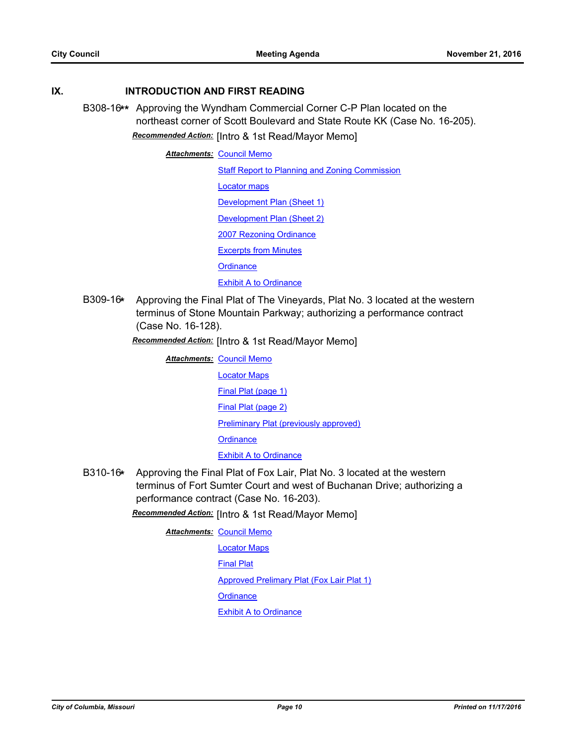## IX. INTRODUCTION AND FIRST READING

**B308-16**** Approving the Wyndham Commercial Corner C-P Plan located on the northeast corner of Scott Boulevard and State Route KK (Case No. 16-205).

***Recommended Action:*** [Intro & 1st Read/Mayor Memo]

***Attachments:*** Council Memo
Staff Report to Planning and Zoning Commission
Locator maps
Development Plan (Sheet 1)
Development Plan (Sheet 2)
2007 Rezoning Ordinance
Excerpts from Minutes
Ordinance
Exhibit A to Ordinance

**B309-16*** Approving the Final Plat of The Vineyards, Plat No. 3 located at the western terminus of Stone Mountain Parkway; authorizing a performance contract (Case No. 16-128).

***Recommended Action:*** [Intro & 1st Read/Mayor Memo]

***Attachments:*** Council Memo
Locator Maps
Final Plat (page 1)
Final Plat (page 2)
Preliminary Plat (previously approved)
Ordinance
Exhibit A to Ordinance

**B310-16*** Approving the Final Plat of Fox Lair, Plat No. 3 located at the western terminus of Fort Sumter Court and west of Buchanan Drive; authorizing a performance contract (Case No. 16-203).

***Recommended Action:*** [Intro & 1st Read/Mayor Memo]

***Attachments:*** Council Memo
Locator Maps
Final Plat
Approved Prelimary Plat (Fox Lair Plat 1)
Ordinance
Exhibit A to Ordinance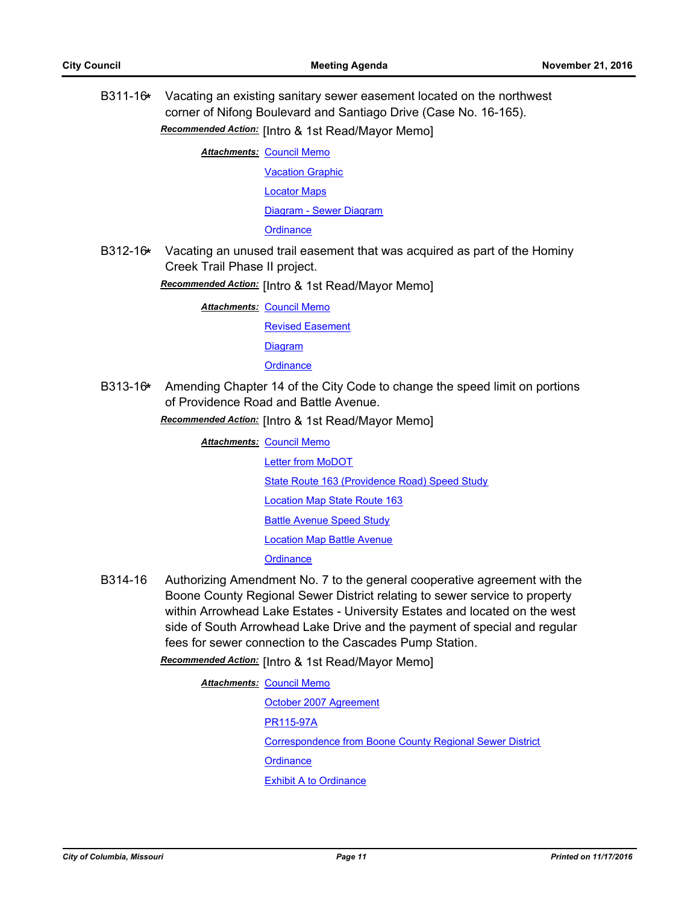B311-16* Vacating an existing sanitary sewer easement located on the northwest corner of Nifong Boulevard and Santiago Drive (Case No. 16-165).

***Recommended Action:*** [Intro & 1st Read/Mayor Memo]

***Attachments:*** Council Memo
Vacation Graphic
Locator Maps
Diagram - Sewer Diagram
Ordinance

B312-16* Vacating an unused trail easement that was acquired as part of the Hominy Creek Trail Phase II project.

***Recommended Action:*** [Intro & 1st Read/Mayor Memo]

***Attachments:*** Council Memo
Revised Easement
Diagram
Ordinance

B313-16* Amending Chapter 14 of the City Code to change the speed limit on portions of Providence Road and Battle Avenue.

***Recommended Action:*** [Intro & 1st Read/Mayor Memo]

***Attachments:*** Council Memo
Letter from MoDOT
State Route 163 (Providence Road) Speed Study
Location Map State Route 163
Battle Avenue Speed Study
Location Map Battle Avenue
Ordinance

B314-16 Authorizing Amendment No. 7 to the general cooperative agreement with the Boone County Regional Sewer District relating to sewer service to property within Arrowhead Lake Estates - University Estates and located on the west side of South Arrowhead Lake Drive and the payment of special and regular fees for sewer connection to the Cascades Pump Station.

***Recommended Action:*** [Intro & 1st Read/Mayor Memo]

***Attachments:*** Council Memo
October 2007 Agreement
PR115-97A
Correspondence from Boone County Regional Sewer District
Ordinance
Exhibit A to Ordinance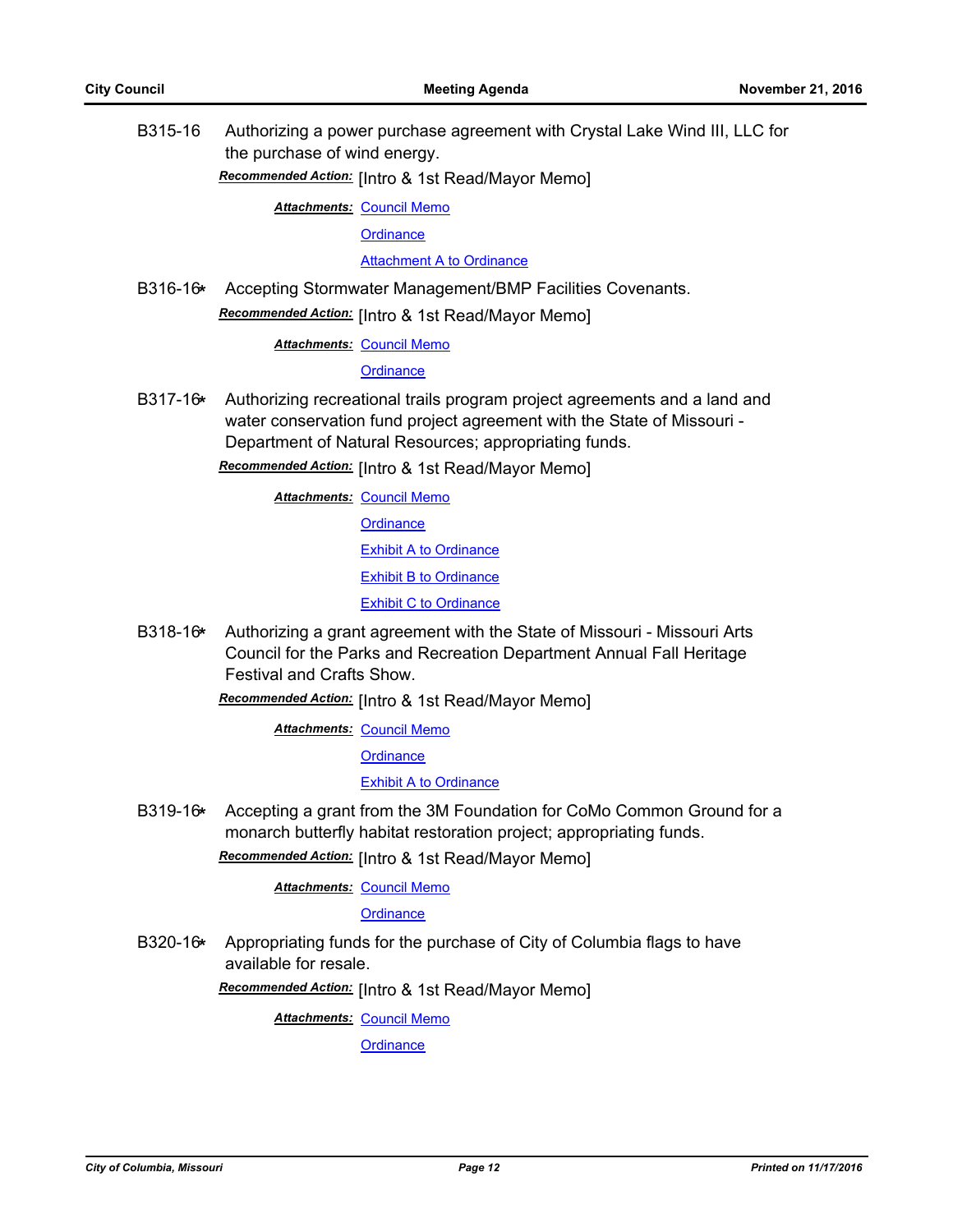**B315-16** Authorizing a power purchase agreement with Crystal Lake Wind III, LLC for the purchase of wind energy.

***Recommended Action:*** [Intro & 1st Read/Mayor Memo]

***Attachments:*** Council Memo
Ordinance
Attachment A to Ordinance

**B316-16*** Accepting Stormwater Management/BMP Facilities Covenants.

***Recommended Action:*** [Intro & 1st Read/Mayor Memo]

***Attachments:*** Council Memo
Ordinance

**B317-16*** Authorizing recreational trails program project agreements and a land and water conservation fund project agreement with the State of Missouri - Department of Natural Resources; appropriating funds.

***Recommended Action:*** [Intro & 1st Read/Mayor Memo]

***Attachments:*** Council Memo
Ordinance
Exhibit A to Ordinance
Exhibit B to Ordinance
Exhibit C to Ordinance

**B318-16*** Authorizing a grant agreement with the State of Missouri - Missouri Arts Council for the Parks and Recreation Department Annual Fall Heritage Festival and Crafts Show.

***Recommended Action:*** [Intro & 1st Read/Mayor Memo]

***Attachments:*** Council Memo
Ordinance
Exhibit A to Ordinance

**B319-16*** Accepting a grant from the 3M Foundation for CoMo Common Ground for a monarch butterfly habitat restoration project; appropriating funds.

***Recommended Action:*** [Intro & 1st Read/Mayor Memo]

***Attachments:*** Council Memo
Ordinance

**B320-16*** Appropriating funds for the purchase of City of Columbia flags to have available for resale.

***Recommended Action:*** [Intro & 1st Read/Mayor Memo]

***Attachments:*** Council Memo
Ordinance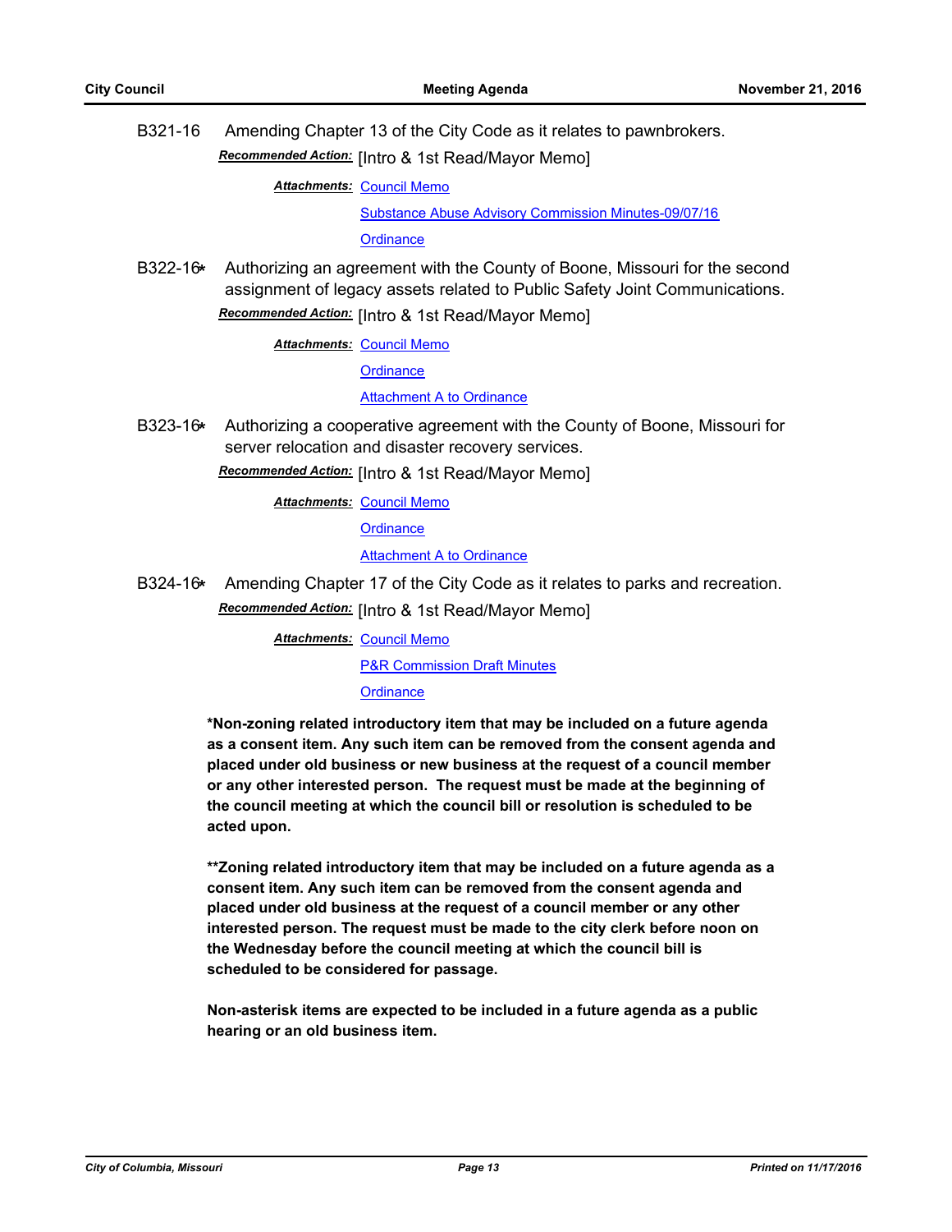B321-16 Amending Chapter 13 of the City Code as it relates to pawnbrokers.

***Recommended Action:*** [Intro & 1st Read/Mayor Memo]

***Attachments:*** Council Memo
Substance Abuse Advisory Commission Minutes-09/07/16
Ordinance

B322-16* Authorizing an agreement with the County of Boone, Missouri for the second assignment of legacy assets related to Public Safety Joint Communications.

***Recommended Action:*** [Intro & 1st Read/Mayor Memo]

***Attachments:*** Council Memo
Ordinance
Attachment A to Ordinance

B323-16* Authorizing a cooperative agreement with the County of Boone, Missouri for server relocation and disaster recovery services.

***Recommended Action:*** [Intro & 1st Read/Mayor Memo]

***Attachments:*** Council Memo
Ordinance
Attachment A to Ordinance

B324-16* Amending Chapter 17 of the City Code as it relates to parks and recreation.

***Recommended Action:*** [Intro & 1st Read/Mayor Memo]

***Attachments:*** Council Memo
P&R Commission Draft Minutes
Ordinance

**\*Non-zoning related introductory item that may be included on a future agenda as a consent item. Any such item can be removed from the consent agenda and placed under old business or new business at the request of a council member or any other interested person. The request must be made at the beginning of the council meeting at which the council bill or resolution is scheduled to be acted upon.**

**\*\*Zoning related introductory item that may be included on a future agenda as a consent item. Any such item can be removed from the consent agenda and placed under old business at the request of a council member or any other interested person. The request must be made to the city clerk before noon on the Wednesday before the council meeting at which the council bill is scheduled to be considered for passage.**

**Non-asterisk items are expected to be included in a future agenda as a public hearing or an old business item.**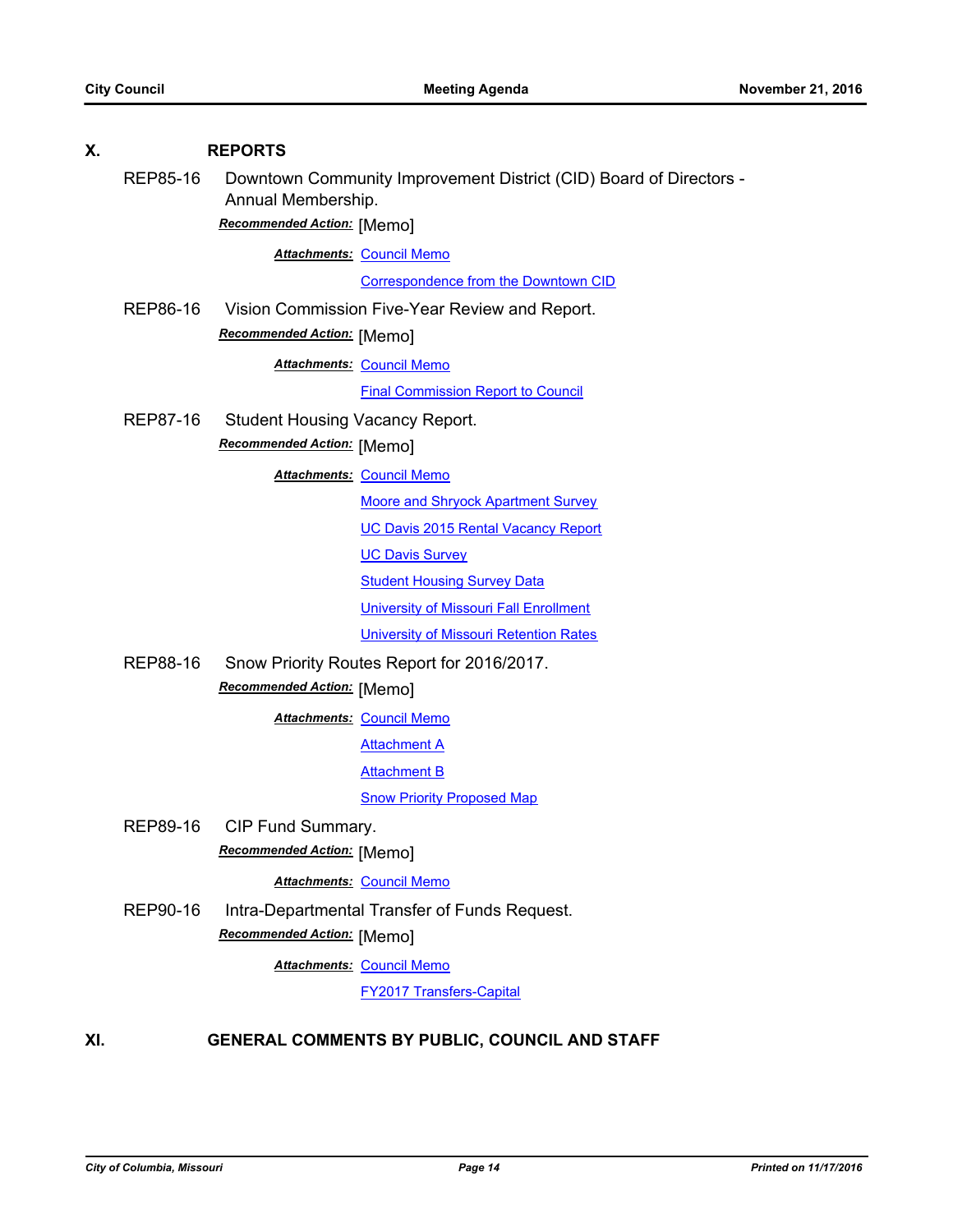## X. REPORTS

**REP85-16** Downtown Community Improvement District (CID) Board of Directors - Annual Membership.

***Recommended Action:*** [Memo]

***Attachments:*** Council Memo

Correspondence from the Downtown CID

**REP86-16** Vision Commission Five-Year Review and Report.

***Recommended Action:*** [Memo]

***Attachments:*** Council Memo

Final Commission Report to Council

**REP87-16** Student Housing Vacancy Report.

***Recommended Action:*** [Memo]

***Attachments:*** Council Memo

Moore and Shryock Apartment Survey

UC Davis 2015 Rental Vacancy Report

UC Davis Survey

Student Housing Survey Data

University of Missouri Fall Enrollment

University of Missouri Retention Rates

**REP88-16** Snow Priority Routes Report for 2016/2017.

***Recommended Action:*** [Memo]

***Attachments:*** Council Memo

Attachment A

Attachment B

Snow Priority Proposed Map

**REP89-16** CIP Fund Summary.

***Recommended Action:*** [Memo]

***Attachments:*** Council Memo

**REP90-16** Intra-Departmental Transfer of Funds Request.

***Recommended Action:*** [Memo]

***Attachments:*** Council Memo

FY2017 Transfers-Capital

## XI. GENERAL COMMENTS BY PUBLIC, COUNCIL AND STAFF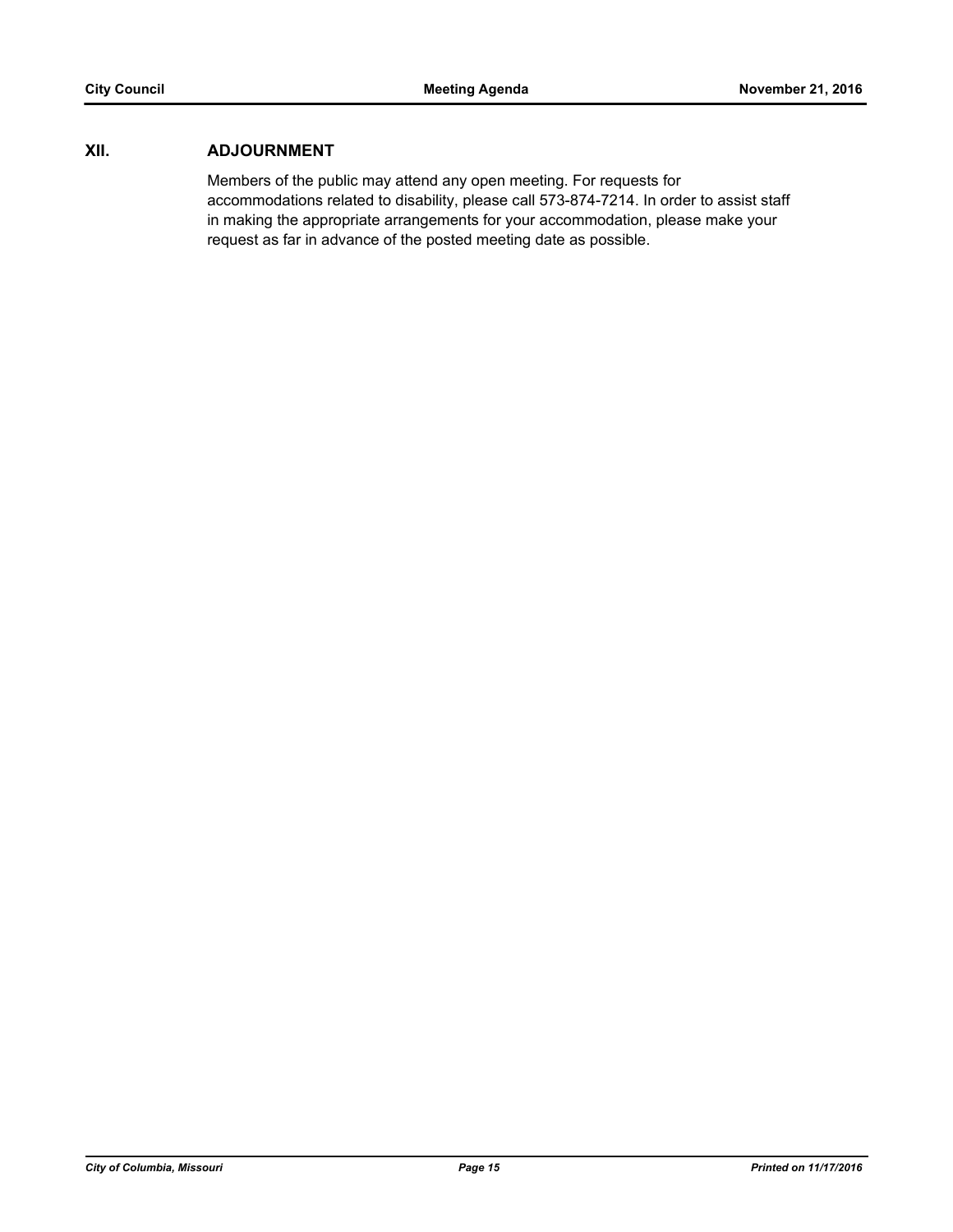## XII. ADJOURNMENT

Members of the public may attend any open meeting. For requests for accommodations related to disability, please call 573-874-7214. In order to assist staff in making the appropriate arrangements for your accommodation, please make your request as far in advance of the posted meeting date as possible.